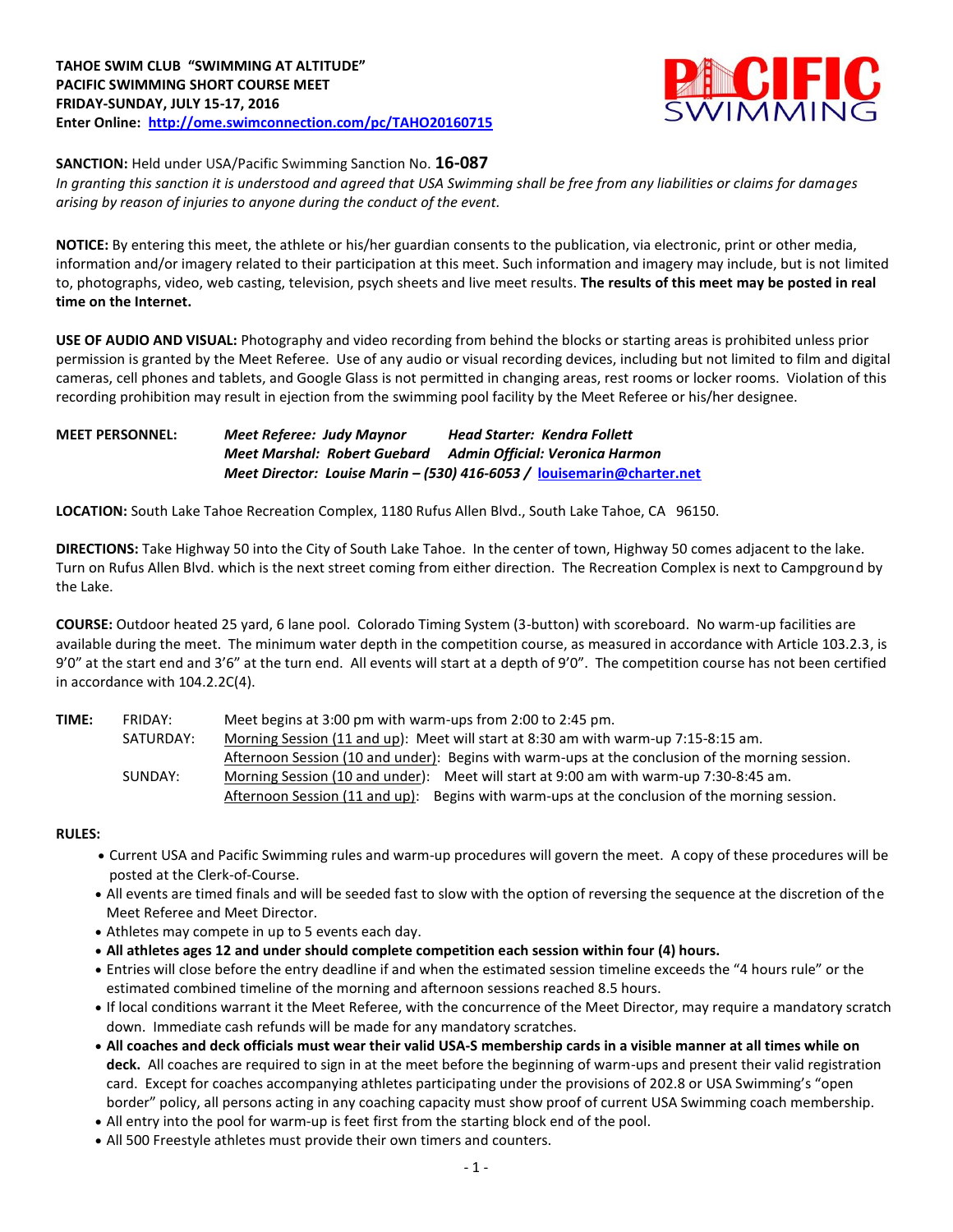**TAHOE SWIM CLUB "SWIMMING AT ALTITUDE"**
**PACIFIC SWIMMING SHORT COURSE MEET**
**FRIDAY-SUNDAY, JULY 15-17, 2016**
**Enter Online: http://ome.swimconnection.com/pc/TAHO20160715**

PACIFIC SWIMMING

**SANCTION:** Held under USA/Pacific Swimming Sanction No. **16-087**
*In granting this sanction it is understood and agreed that USA Swimming shall be free from any liabilities or claims for damages arising by reason of injuries to anyone during the conduct of the event.*

**NOTICE:** By entering this meet, the athlete or his/her guardian consents to the publication, via electronic, print or other media, information and/or imagery related to their participation at this meet. Such information and imagery may include, but is not limited to, photographs, video, web casting, television, psych sheets and live meet results. **The results of this meet may be posted in real time on the Internet.**

**USE OF AUDIO AND VISUAL:** Photography and video recording from behind the blocks or starting areas is prohibited unless prior permission is granted by the Meet Referee. Use of any audio or visual recording devices, including but not limited to film and digital cameras, cell phones and tablets, and Google Glass is not permitted in changing areas, rest rooms or locker rooms. Violation of this recording prohibition may result in ejection from the swimming pool facility by the Meet Referee or his/her designee.

**MEET PERSONNEL:**
***Meet Referee: Judy Maynor*** — ***Head Starter: Kendra Follett***
***Meet Marshal: Robert Guebard*** — ***Admin Official: Veronica Harmon***
***Meet Director: Louise Marin – (530) 416-6053 / louisemarin@charter.net***

**LOCATION:** South Lake Tahoe Recreation Complex, 1180 Rufus Allen Blvd., South Lake Tahoe, CA 96150.

**DIRECTIONS:** Take Highway 50 into the City of South Lake Tahoe. In the center of town, Highway 50 comes adjacent to the lake. Turn on Rufus Allen Blvd. which is the next street coming from either direction. The Recreation Complex is next to Campground by the Lake.

**COURSE:** Outdoor heated 25 yard, 6 lane pool. Colorado Timing System (3-button) with scoreboard. No warm-up facilities are available during the meet. The minimum water depth in the competition course, as measured in accordance with Article 103.2.3, is 9'0" at the start end and 3'6" at the turn end. All events will start at a depth of 9'0". The competition course has not been certified in accordance with 104.2.2C(4).

**TIME:**

| | |
|---|---|
| FRIDAY: | Meet begins at 3:00 pm with warm-ups from 2:00 to 2:45 pm. |
| SATURDAY: | Morning Session (11 and up): Meet will start at 8:30 am with warm-up 7:15-8:15 am. |
| | Afternoon Session (10 and under): Begins with warm-ups at the conclusion of the morning session. |
| SUNDAY: | Morning Session (10 and under): Meet will start at 9:00 am with warm-up 7:30-8:45 am. |
| | Afternoon Session (11 and up): Begins with warm-ups at the conclusion of the morning session. |

**RULES:**

- Current USA and Pacific Swimming rules and warm-up procedures will govern the meet. A copy of these procedures will be posted at the Clerk-of-Course.
- All events are timed finals and will be seeded fast to slow with the option of reversing the sequence at the discretion of the Meet Referee and Meet Director.
- Athletes may compete in up to 5 events each day.
- **All athletes ages 12 and under should complete competition each session within four (4) hours.**
- Entries will close before the entry deadline if and when the estimated session timeline exceeds the "4 hours rule" or the estimated combined timeline of the morning and afternoon sessions reached 8.5 hours.
- If local conditions warrant it the Meet Referee, with the concurrence of the Meet Director, may require a mandatory scratch down. Immediate cash refunds will be made for any mandatory scratches.
- **All coaches and deck officials must wear their valid USA-S membership cards in a visible manner at all times while on deck.** All coaches are required to sign in at the meet before the beginning of warm-ups and present their valid registration card. Except for coaches accompanying athletes participating under the provisions of 202.8 or USA Swimming's "open border" policy, all persons acting in any coaching capacity must show proof of current USA Swimming coach membership.
- All entry into the pool for warm-up is feet first from the starting block end of the pool.
- All 500 Freestyle athletes must provide their own timers and counters.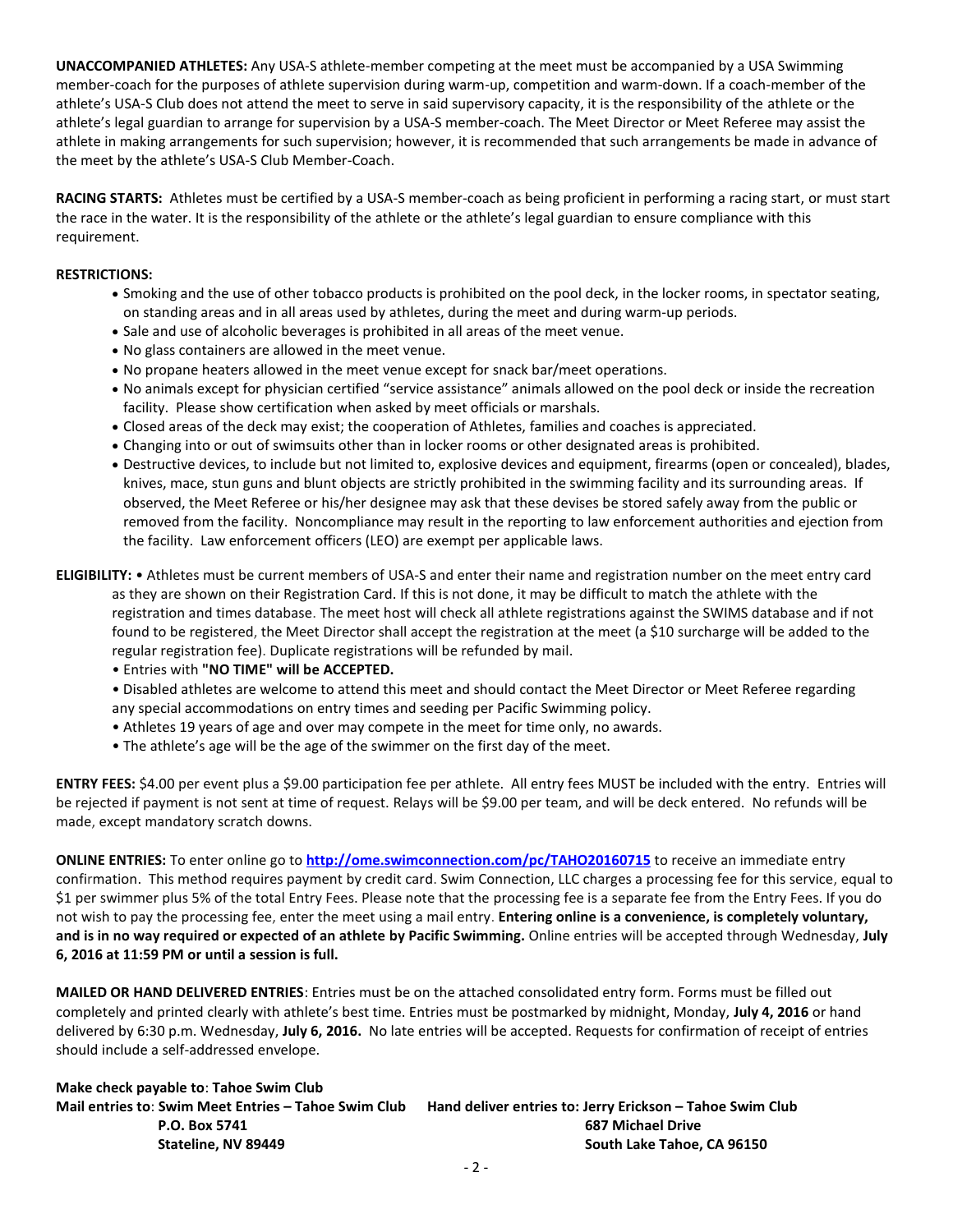**UNACCOMPANIED ATHLETES:** Any USA-S athlete-member competing at the meet must be accompanied by a USA Swimming member-coach for the purposes of athlete supervision during warm-up, competition and warm-down. If a coach-member of the athlete's USA-S Club does not attend the meet to serve in said supervisory capacity, it is the responsibility of the athlete or the athlete's legal guardian to arrange for supervision by a USA-S member-coach. The Meet Director or Meet Referee may assist the athlete in making arrangements for such supervision; however, it is recommended that such arrangements be made in advance of the meet by the athlete's USA-S Club Member-Coach.

**RACING STARTS:** Athletes must be certified by a USA-S member-coach as being proficient in performing a racing start, or must start the race in the water. It is the responsibility of the athlete or the athlete's legal guardian to ensure compliance with this requirement.

**RESTRICTIONS:**

- Smoking and the use of other tobacco products is prohibited on the pool deck, in the locker rooms, in spectator seating, on standing areas and in all areas used by athletes, during the meet and during warm-up periods.
- Sale and use of alcoholic beverages is prohibited in all areas of the meet venue.
- No glass containers are allowed in the meet venue.
- No propane heaters allowed in the meet venue except for snack bar/meet operations.
- No animals except for physician certified "service assistance" animals allowed on the pool deck or inside the recreation facility. Please show certification when asked by meet officials or marshals.
- Closed areas of the deck may exist; the cooperation of Athletes, families and coaches is appreciated.
- Changing into or out of swimsuits other than in locker rooms or other designated areas is prohibited.
- Destructive devices, to include but not limited to, explosive devices and equipment, firearms (open or concealed), blades, knives, mace, stun guns and blunt objects are strictly prohibited in the swimming facility and its surrounding areas. If observed, the Meet Referee or his/her designee may ask that these devises be stored safely away from the public or removed from the facility. Noncompliance may result in the reporting to law enforcement authorities and ejection from the facility. Law enforcement officers (LEO) are exempt per applicable laws.

**ELIGIBILITY:** • Athletes must be current members of USA-S and enter their name and registration number on the meet entry card as they are shown on their Registration Card. If this is not done, it may be difficult to match the athlete with the registration and times database. The meet host will check all athlete registrations against the SWIMS database and if not found to be registered, the Meet Director shall accept the registration at the meet (a $10 surcharge will be added to the regular registration fee). Duplicate registrations will be refunded by mail.

- Entries with **"NO TIME" will be ACCEPTED.**
- Disabled athletes are welcome to attend this meet and should contact the Meet Director or Meet Referee regarding any special accommodations on entry times and seeding per Pacific Swimming policy.
- Athletes 19 years of age and over may compete in the meet for time only, no awards.
- The athlete's age will be the age of the swimmer on the first day of the meet.

**ENTRY FEES:** $4.00 per event plus a $9.00 participation fee per athlete. All entry fees MUST be included with the entry. Entries will be rejected if payment is not sent at time of request. Relays will be $9.00 per team, and will be deck entered. No refunds will be made, except mandatory scratch downs.

**ONLINE ENTRIES:** To enter online go to **http://ome.swimconnection.com/pc/TAHO20160715** to receive an immediate entry confirmation. This method requires payment by credit card. Swim Connection, LLC charges a processing fee for this service, equal to $1 per swimmer plus 5% of the total Entry Fees. Please note that the processing fee is a separate fee from the Entry Fees. If you do not wish to pay the processing fee, enter the meet using a mail entry. **Entering online is a convenience, is completely voluntary, and is in no way required or expected of an athlete by Pacific Swimming.** Online entries will be accepted through Wednesday, **July 6, 2016 at 11:59 PM or until a session is full.**

**MAILED OR HAND DELIVERED ENTRIES**: Entries must be on the attached consolidated entry form. Forms must be filled out completely and printed clearly with athlete's best time. Entries must be postmarked by midnight, Monday, **July 4, 2016** or hand delivered by 6:30 p.m. Wednesday, **July 6, 2016.** No late entries will be accepted. Requests for confirmation of receipt of entries should include a self-addressed envelope.

**Make check payable to**: **Tahoe Swim Club**

**Mail entries to**: **Swim Meet Entries – Tahoe Swim Club**
**P.O. Box 5741**
**Stateline, NV 89449**

**Hand deliver entries to: Jerry Erickson – Tahoe Swim Club**
**687 Michael Drive**
**South Lake Tahoe, CA 96150**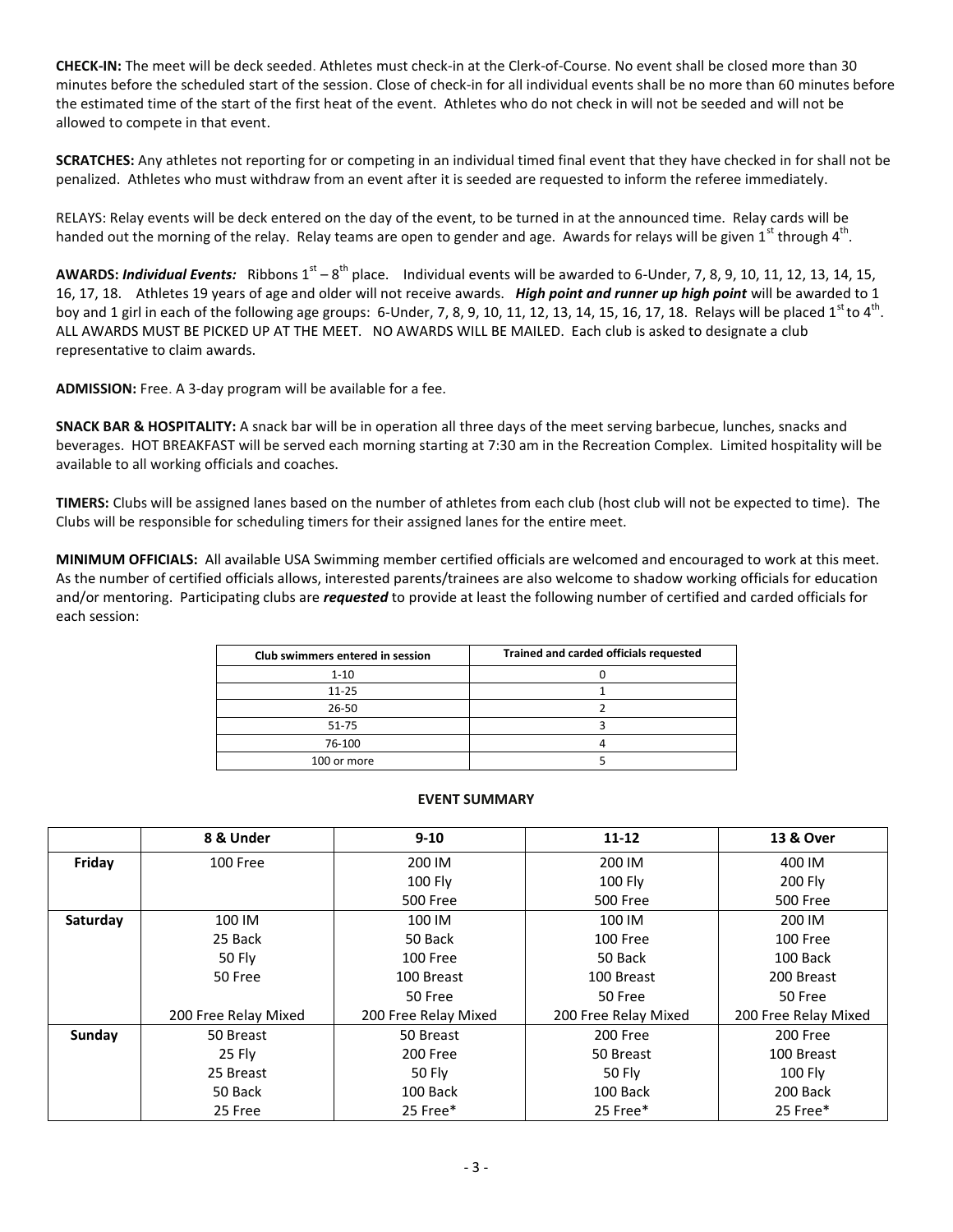**CHECK-IN:** The meet will be deck seeded. Athletes must check-in at the Clerk-of-Course. No event shall be closed more than 30 minutes before the scheduled start of the session. Close of check-in for all individual events shall be no more than 60 minutes before the estimated time of the start of the first heat of the event. Athletes who do not check in will not be seeded and will not be allowed to compete in that event.

**SCRATCHES:** Any athletes not reporting for or competing in an individual timed final event that they have checked in for shall not be penalized. Athletes who must withdraw from an event after it is seeded are requested to inform the referee immediately.

RELAYS: Relay events will be deck entered on the day of the event, to be turned in at the announced time. Relay cards will be handed out the morning of the relay. Relay teams are open to gender and age. Awards for relays will be given 1st through 4th.

**AWARDS:** ***Individual Events:*** Ribbons 1st – 8th place. Individual events will be awarded to 6-Under, 7, 8, 9, 10, 11, 12, 13, 14, 15, 16, 17, 18. Athletes 19 years of age and older will not receive awards. ***High point and runner up high point*** will be awarded to 1 boy and 1 girl in each of the following age groups: 6-Under, 7, 8, 9, 10, 11, 12, 13, 14, 15, 16, 17, 18. Relays will be placed 1st to 4th. ALL AWARDS MUST BE PICKED UP AT THE MEET. NO AWARDS WILL BE MAILED. Each club is asked to designate a club representative to claim awards.

**ADMISSION:** Free. A 3-day program will be available for a fee.

**SNACK BAR & HOSPITALITY:** A snack bar will be in operation all three days of the meet serving barbecue, lunches, snacks and beverages. HOT BREAKFAST will be served each morning starting at 7:30 am in the Recreation Complex. Limited hospitality will be available to all working officials and coaches.

**TIMERS:** Clubs will be assigned lanes based on the number of athletes from each club (host club will not be expected to time). The Clubs will be responsible for scheduling timers for their assigned lanes for the entire meet.

**MINIMUM OFFICIALS:** All available USA Swimming member certified officials are welcomed and encouraged to work at this meet. As the number of certified officials allows, interested parents/trainees are also welcome to shadow working officials for education and/or mentoring. Participating clubs are ***requested*** to provide at least the following number of certified and carded officials for each session:

| Club swimmers entered in session | Trained and carded officials requested |
|---|---|
| 1-10 | 0 |
| 11-25 | 1 |
| 26-50 | 2 |
| 51-75 | 3 |
| 76-100 | 4 |
| 100 or more | 5 |

**EVENT SUMMARY**

| | 8 & Under | 9-10 | 11-12 | 13 & Over |
|---|---|---|---|---|
| **Friday** | 100 Free | 200 IM<br>100 Fly<br>500 Free | 200 IM<br>100 Fly<br>500 Free | 400 IM<br>200 Fly<br>500 Free |
| **Saturday** | 100 IM<br>25 Back<br>50 Fly<br>50 Free<br><br>200 Free Relay Mixed | 100 IM<br>50 Back<br>100 Free<br>100 Breast<br>50 Free<br>200 Free Relay Mixed | 100 IM<br>100 Free<br>50 Back<br>100 Breast<br>50 Free<br>200 Free Relay Mixed | 200 IM<br>100 Free<br>100 Back<br>200 Breast<br>50 Free<br>200 Free Relay Mixed |
| **Sunday** | 50 Breast<br>25 Fly<br>25 Breast<br>50 Back<br>25 Free | 50 Breast<br>200 Free<br>50 Fly<br>100 Back<br>25 Free* | 200 Free<br>50 Breast<br>50 Fly<br>100 Back<br>25 Free* | 200 Free<br>100 Breast<br>100 Fly<br>200 Back<br>25 Free* |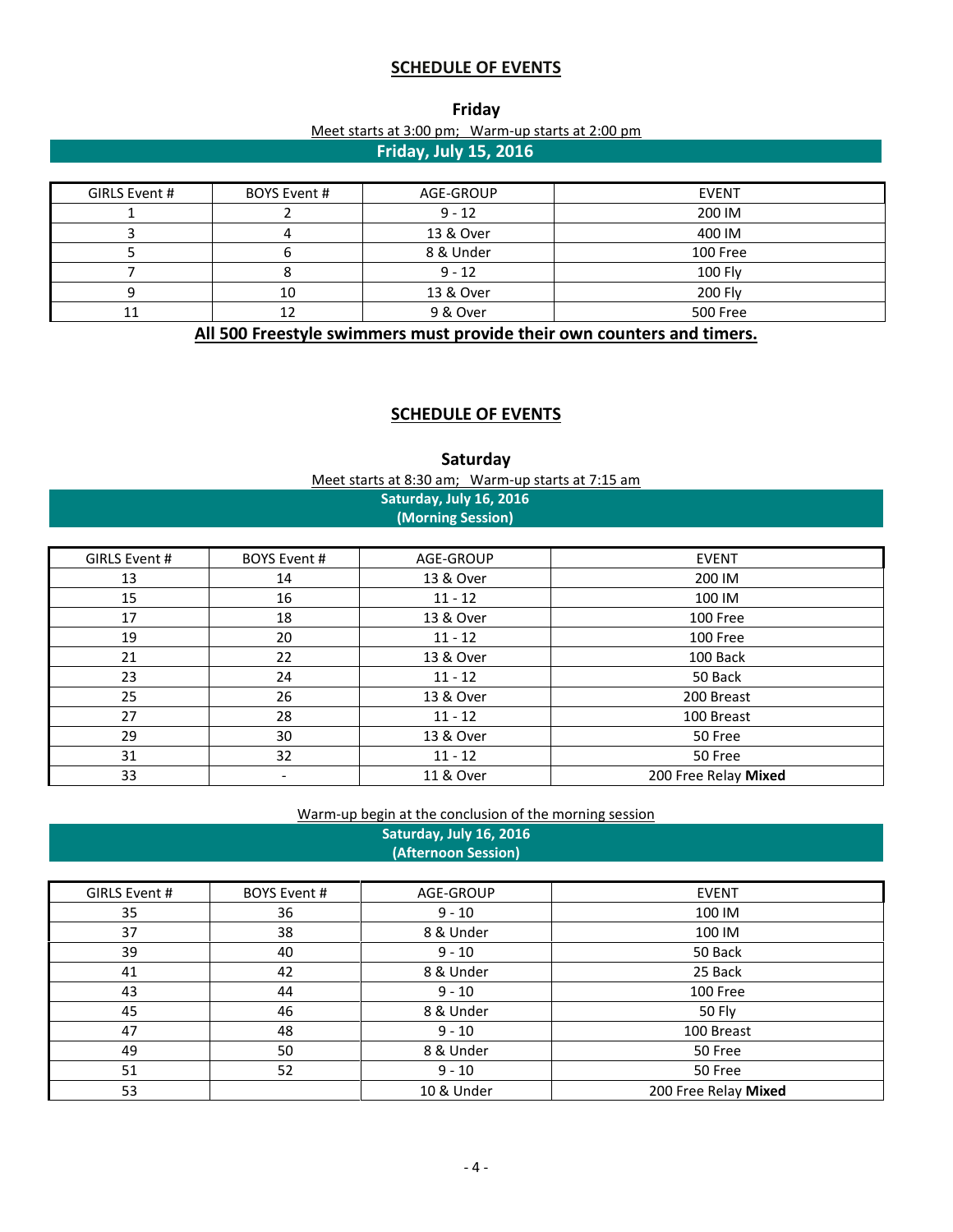## SCHEDULE OF EVENTS

### Friday

Meet starts at 3:00 pm; Warm-up starts at 2:00 pm

**Friday, July 15, 2016**

| GIRLS Event # | BOYS Event # | AGE-GROUP | EVENT |
|---|---|---|---|
| 1 | 2 | 9 - 12 | 200 IM |
| 3 | 4 | 13 & Over | 400 IM |
| 5 | 6 | 8 & Under | 100 Free |
| 7 | 8 | 9 - 12 | 100 Fly |
| 9 | 10 | 13 & Over | 200 Fly |
| 11 | 12 | 9 & Over | 500 Free |

**All 500 Freestyle swimmers must provide their own counters and timers.**

## SCHEDULE OF EVENTS

### Saturday

Meet starts at 8:30 am; Warm-up starts at 7:15 am

**Saturday, July 16, 2016**
**(Morning Session)**

| GIRLS Event # | BOYS Event # | AGE-GROUP | EVENT |
|---|---|---|---|
| 13 | 14 | 13 & Over | 200 IM |
| 15 | 16 | 11 - 12 | 100 IM |
| 17 | 18 | 13 & Over | 100 Free |
| 19 | 20 | 11 - 12 | 100 Free |
| 21 | 22 | 13 & Over | 100 Back |
| 23 | 24 | 11 - 12 | 50 Back |
| 25 | 26 | 13 & Over | 200 Breast |
| 27 | 28 | 11 - 12 | 100 Breast |
| 29 | 30 | 13 & Over | 50 Free |
| 31 | 32 | 11 - 12 | 50 Free |
| 33 | - | 11 & Over | 200 Free Relay **Mixed** |

Warm-up begin at the conclusion of the morning session

**Saturday, July 16, 2016**
**(Afternoon Session)**

| GIRLS Event # | BOYS Event # | AGE-GROUP | EVENT |
|---|---|---|---|
| 35 | 36 | 9 - 10 | 100 IM |
| 37 | 38 | 8 & Under | 100 IM |
| 39 | 40 | 9 - 10 | 50 Back |
| 41 | 42 | 8 & Under | 25 Back |
| 43 | 44 | 9 - 10 | 100 Free |
| 45 | 46 | 8 & Under | 50 Fly |
| 47 | 48 | 9 - 10 | 100 Breast |
| 49 | 50 | 8 & Under | 50 Free |
| 51 | 52 | 9 - 10 | 50 Free |
| 53 | | 10 & Under | 200 Free Relay **Mixed** |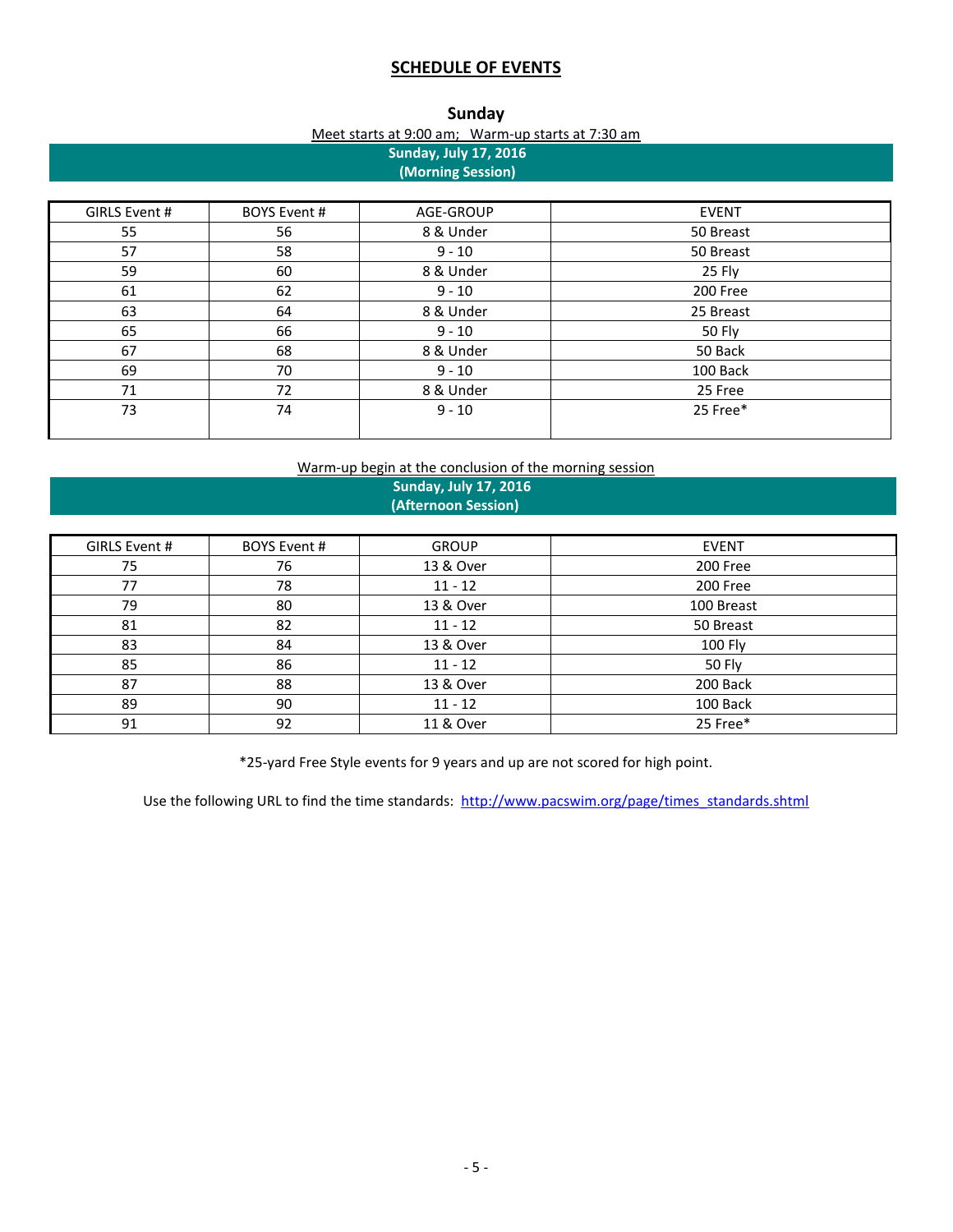# SCHEDULE OF EVENTS

## Sunday

Meet starts at 9:00 am; Warm-up starts at 7:30 am

**Sunday, July 17, 2016**
**(Morning Session)**

| GIRLS Event # | BOYS Event # | AGE-GROUP | EVENT |
|---|---|---|---|
| 55 | 56 | 8 & Under | 50 Breast |
| 57 | 58 | 9 - 10 | 50 Breast |
| 59 | 60 | 8 & Under | 25 Fly |
| 61 | 62 | 9 - 10 | 200 Free |
| 63 | 64 | 8 & Under | 25 Breast |
| 65 | 66 | 9 - 10 | 50 Fly |
| 67 | 68 | 8 & Under | 50 Back |
| 69 | 70 | 9 - 10 | 100 Back |
| 71 | 72 | 8 & Under | 25 Free |
| 73 | 74 | 9 - 10 | 25 Free* |

Warm-up begin at the conclusion of the morning session

**Sunday, July 17, 2016**
**(Afternoon Session)**

| GIRLS Event # | BOYS Event # | GROUP | EVENT |
|---|---|---|---|
| 75 | 76 | 13 & Over | 200 Free |
| 77 | 78 | 11 - 12 | 200 Free |
| 79 | 80 | 13 & Over | 100 Breast |
| 81 | 82 | 11 - 12 | 50 Breast |
| 83 | 84 | 13 & Over | 100 Fly |
| 85 | 86 | 11 - 12 | 50 Fly |
| 87 | 88 | 13 & Over | 200 Back |
| 89 | 90 | 11 - 12 | 100 Back |
| 91 | 92 | 11 & Over | 25 Free* |

*25-yard Free Style events for 9 years and up are not scored for high point.

Use the following URL to find the time standards: http://www.pacswim.org/page/times_standards.shtml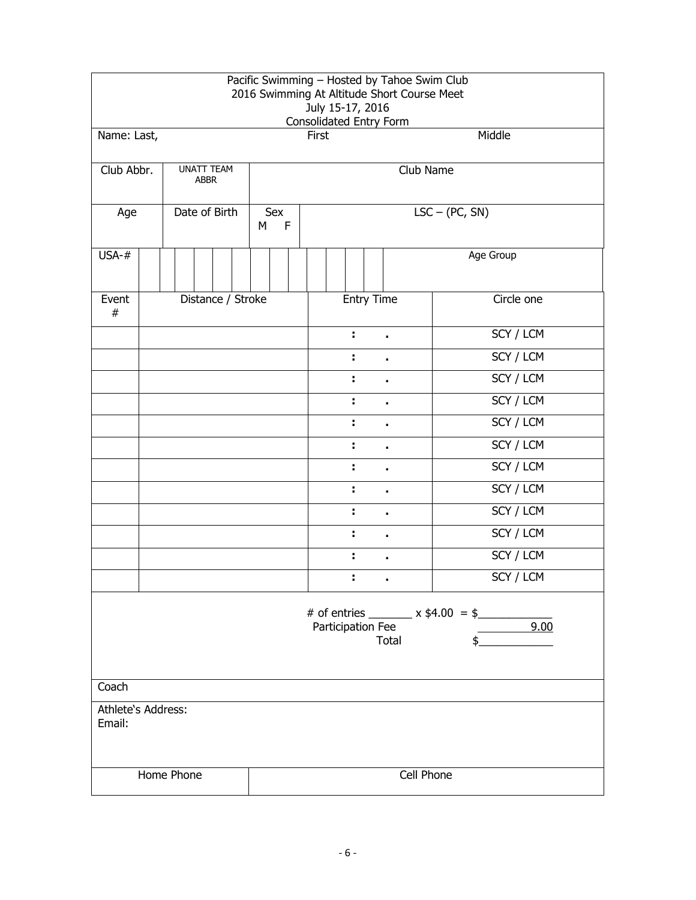Pacific Swimming – Hosted by Tahoe Swim Club
2016 Swimming At Altitude Short Course Meet
July 15-17, 2016
Consolidated Entry Form

| Name: Last, | First | Middle |
|---|---|---|
| | | |

| Club Abbr. | UNATT TEAM ABBR | Club Name |
|---|---|---|
| | | |

| Age | Date of Birth | Sex M F | LSC – (PC, SN) |
|---|---|---|---|
| | | | |

| USA-# | | | | | | | | | | | | | | Age Group |
|---|---|---|---|---|---|---|---|---|---|---|---|---|---|---|
| | | | | | | | | | | | | | | |

| Event # | Distance / Stroke | Entry Time | Circle one |
|---|---|---|---|
| | | : . | SCY / LCM |
| | | : . | SCY / LCM |
| | | : . | SCY / LCM |
| | | : . | SCY / LCM |
| | | : . | SCY / LCM |
| | | : . | SCY / LCM |
| | | : . | SCY / LCM |
| | | : . | SCY / LCM |
| | | : . | SCY / LCM |
| | | : . | SCY / LCM |
| | | : . | SCY / LCM |
| | | : . | SCY / LCM |

# of entries _______ x $4.00 = $____________
Participation Fee _________9.00
Total $____________

Coach

Athlete's Address:
Email:

| Home Phone | Cell Phone |
|---|---|
| | |